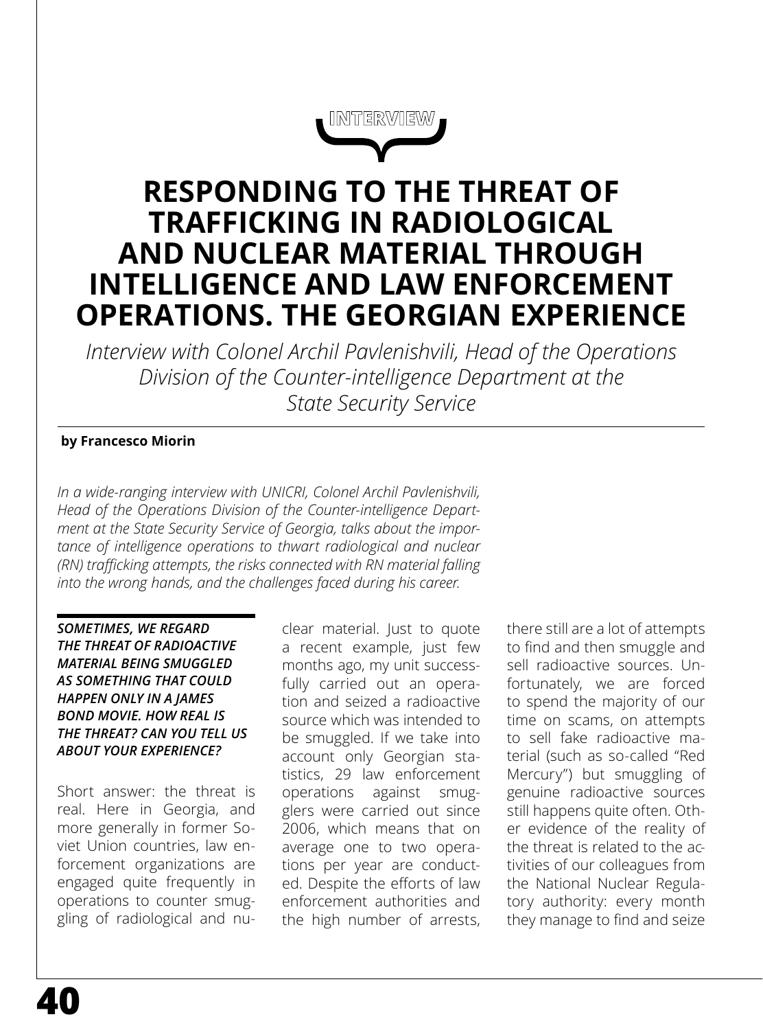INTERVIEW

# RESPONDING TO THE THREAT OF TRAFFICKING IN RADIOLOGICAL AND NUCLEAR MATERIAL THROUGH INTELLIGENCE AND LAW ENFORCEMENT OPERATIONS. THE GEORGIAN EXPERIENCE

*Interview with Colonel Archil Pavlenishvili, Head of the Operations Division of the Counter-intelligence Department at the State Security Service*

**by Francesco Miorin**

*In a wide-ranging interview with UNICRI, Colonel Archil Pavlenishvili, Head of the Operations Division of the Counter-intelligence Department at the State Security Service of Georgia, talks about the importance of intelligence operations to thwart radiological and nuclear (RN) trafficking attempts, the risks connected with RN material falling into the wrong hands, and the challenges faced during his career.*

***SOMETIMES, WE REGARD THE THREAT OF RADIOACTIVE MATERIAL BEING SMUGGLED AS SOMETHING THAT COULD HAPPEN ONLY IN A JAMES BOND MOVIE. HOW REAL IS THE THREAT? CAN YOU TELL US ABOUT YOUR EXPERIENCE?***

Short answer: the threat is real. Here in Georgia, and more generally in former Soviet Union countries, law enforcement organizations are engaged quite frequently in operations to counter smuggling of radiological and nuclear material. Just to quote a recent example, just few months ago, my unit successfully carried out an operation and seized a radioactive source which was intended to be smuggled. If we take into account only Georgian statistics, 29 law enforcement operations against smugglers were carried out since 2006, which means that on average one to two operations per year are conducted. Despite the efforts of law enforcement authorities and the high number of arrests, there still are a lot of attempts to find and then smuggle and sell radioactive sources. Unfortunately, we are forced to spend the majority of our time on scams, on attempts to sell fake radioactive material (such as so-called "Red Mercury") but smuggling of genuine radioactive sources still happens quite often. Other evidence of the reality of the threat is related to the activities of our colleagues from the National Nuclear Regulatory authority: every month they manage to find and seize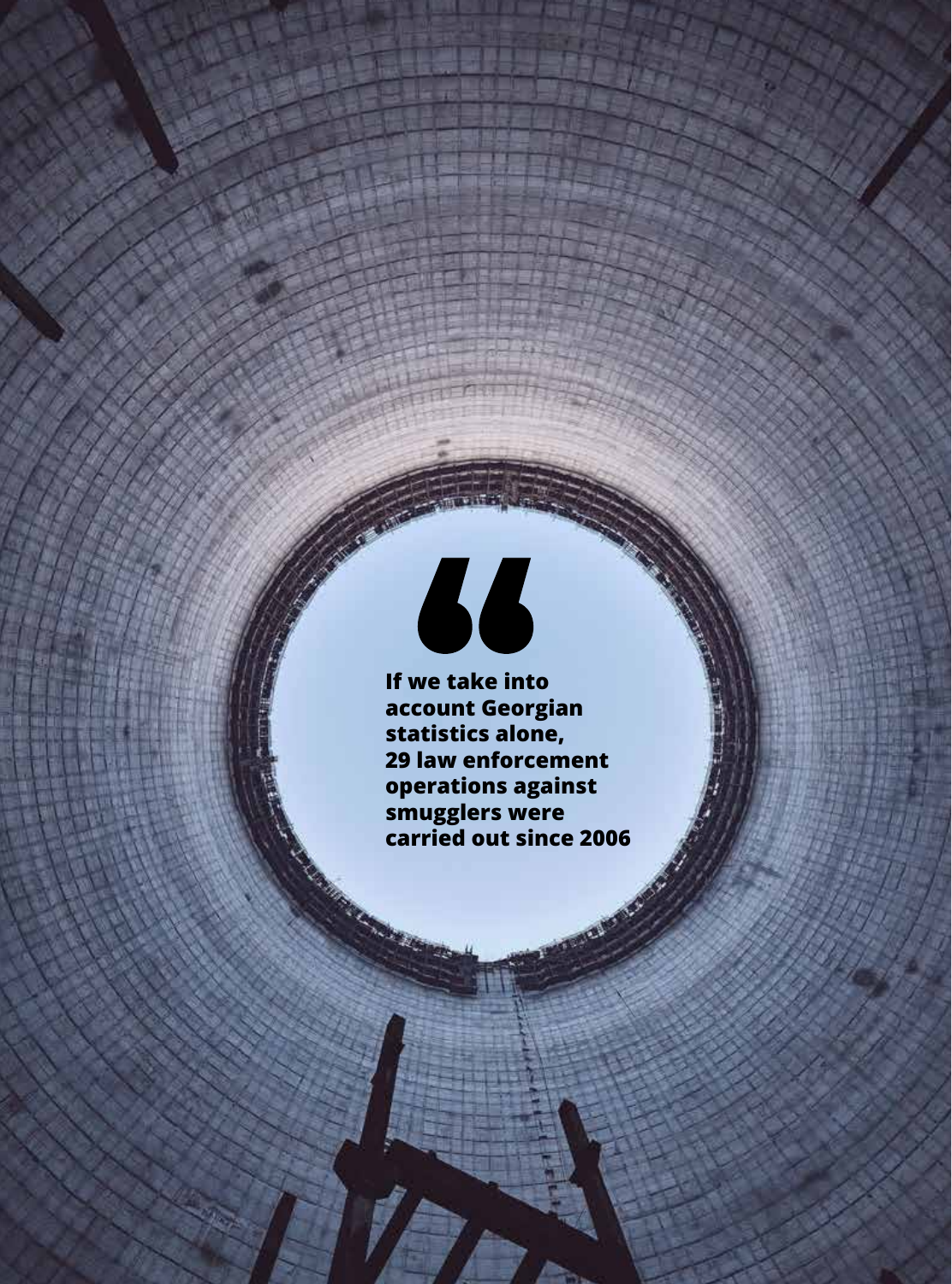> **If we take into account Georgian statistics alone, 29 law enforcement operations against smugglers were carried out since 2006**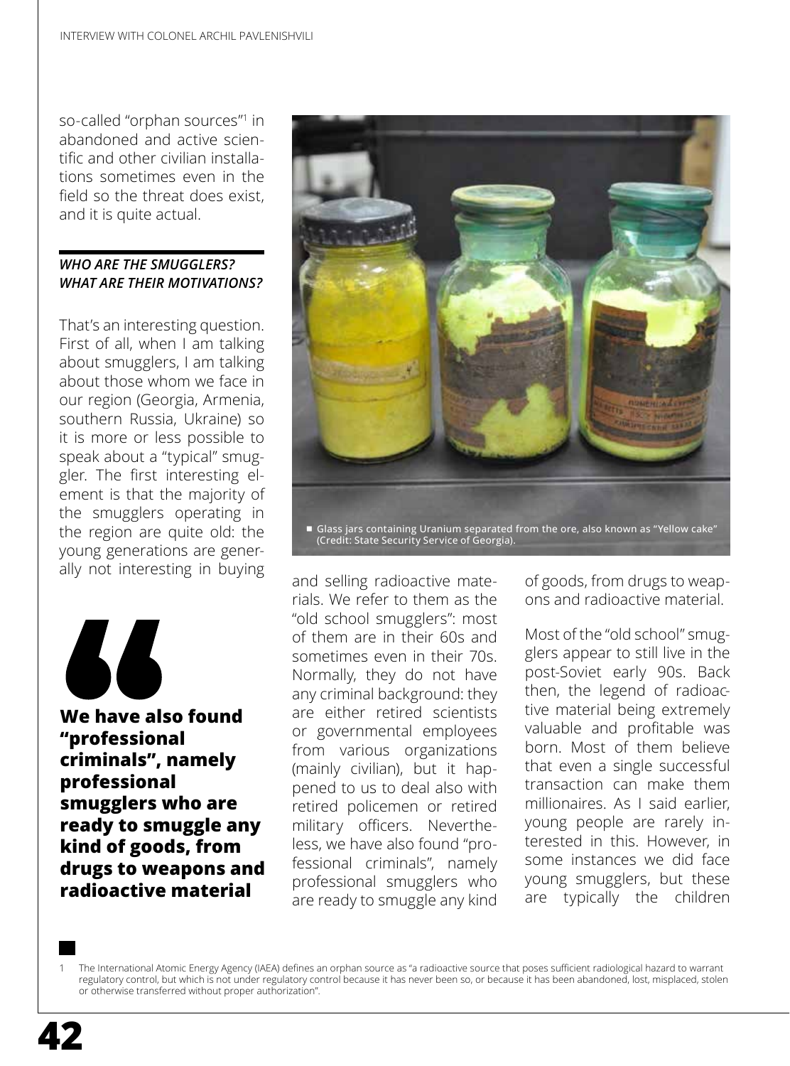so-called "orphan sources"[1] in abandoned and active scientific and other civilian installations sometimes even in the field so the threat does exist, and it is quite actual.

### *WHO ARE THE SMUGGLERS? WHAT ARE THEIR MOTIVATIONS?*

That's an interesting question. First of all, when I am talking about smugglers, I am talking about those whom we face in our region (Georgia, Armenia, southern Russia, Ukraine) so it is more or less possible to speak about a "typical" smuggler. The first interesting element is that the majority of the smugglers operating in the region are quite old: the young generations are generally not interesting in buying and selling radioactive materials. We refer to them as the "old school smugglers": most of them are in their 60s and sometimes even in their 70s. Normally, they do not have any criminal background: they are either retired scientists or governmental employees from various organizations (mainly civilian), but it happened to us to deal also with retired policemen or retired military officers. Nevertheless, we have also found "professional criminals", namely professional smugglers who are ready to smuggle any kind of goods, from drugs to weapons and radioactive material.

> **We have also found "professional criminals", namely professional smugglers who are ready to smuggle any kind of goods, from drugs to weapons and radioactive material**

Glass jars containing Uranium separated from the ore, also known as "Yellow cake" (Credit: State Security Service of Georgia).

Most of the "old school" smugglers appear to still live in the post-Soviet early 90s. Back then, the legend of radioactive material being extremely valuable and profitable was born. Most of them believe that even a single successful transaction can make them millionaires. As I said earlier, young people are rarely interested in this. However, in some instances we did face young smugglers, but these are typically the children

---

1 The International Atomic Energy Agency (IAEA) defines an orphan source as "a radioactive source that poses sufficient radiological hazard to warrant regulatory control, but which is not under regulatory control because it has never been so, or because it has been abandoned, lost, misplaced, stolen or otherwise transferred without proper authorization".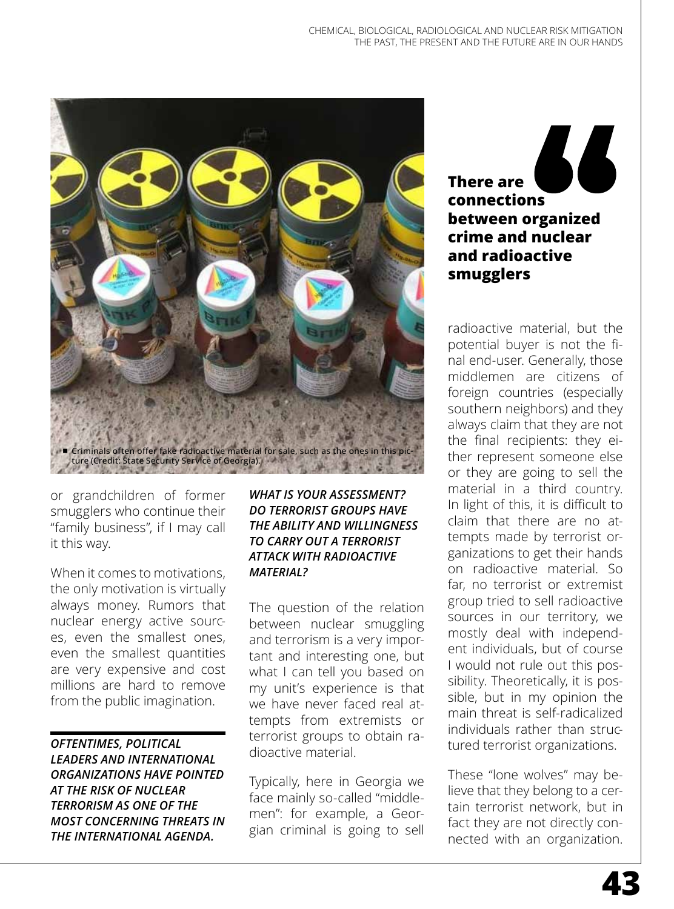Criminals often offer fake radioactive material for sale, such as the ones in this picture (Credit: State Security Service of Georgia).

or grandchildren of former smugglers who continue their "family business", if I may call it this way.

When it comes to motivations, the only motivation is virtually always money. Rumors that nuclear energy active sources, even the smallest ones, even the smallest quantities are very expensive and cost millions are hard to remove from the public imagination.

***OFTENTIMES, POLITICAL LEADERS AND INTERNATIONAL ORGANIZATIONS HAVE POINTED AT THE RISK OF NUCLEAR TERRORISM AS ONE OF THE MOST CONCERNING THREATS IN THE INTERNATIONAL AGENDA.***

***WHAT IS YOUR ASSESSMENT? DO TERRORIST GROUPS HAVE THE ABILITY AND WILLINGNESS TO CARRY OUT A TERRORIST ATTACK WITH RADIOACTIVE MATERIAL?***

The question of the relation between nuclear smuggling and terrorism is a very important and interesting one, but what I can tell you based on my unit's experience is that we have never faced real attempts from extremists or terrorist groups to obtain radioactive material.

Typically, here in Georgia we face mainly so-called "middlemen": for example, a Georgian criminal is going to sell radioactive material, but the potential buyer is not the final end-user. Generally, those middlemen are citizens of foreign countries (especially southern neighbors) and they always claim that they are not the final recipients: they either represent someone else or they are going to sell the material in a third country. In light of this, it is difficult to claim that there are no attempts made by terrorist organizations to get their hands on radioactive material. So far, no terrorist or extremist group tried to sell radioactive sources in our territory, we mostly deal with independent individuals, but of course I would not rule out this possibility. Theoretically, it is possible, but in my opinion the main threat is self-radicalized individuals rather than structured terrorist organizations.

> **There are connections between organized crime and nuclear and radioactive smugglers**

These "lone wolves" may believe that they belong to a certain terrorist network, but in fact they are not directly connected with an organization.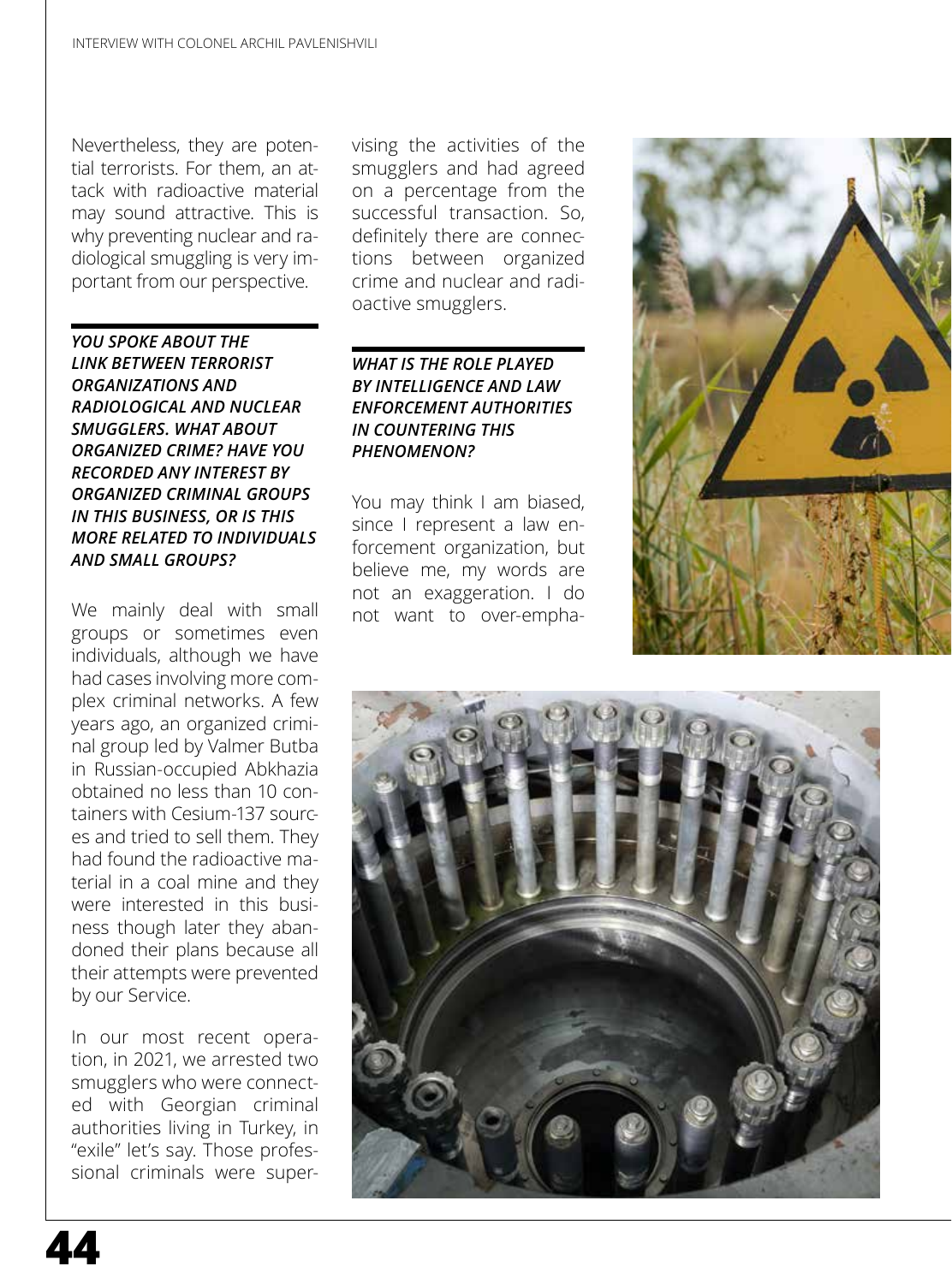Nevertheless, they are potential terrorists. For them, an attack with radioactive material may sound attractive. This is why preventing nuclear and radiological smuggling is very important from our perspective.

***YOU SPOKE ABOUT THE LINK BETWEEN TERRORIST ORGANIZATIONS AND RADIOLOGICAL AND NUCLEAR SMUGGLERS. WHAT ABOUT ORGANIZED CRIME? HAVE YOU RECORDED ANY INTEREST BY ORGANIZED CRIMINAL GROUPS IN THIS BUSINESS, OR IS THIS MORE RELATED TO INDIVIDUALS AND SMALL GROUPS?***

We mainly deal with small groups or sometimes even individuals, although we have had cases involving more complex criminal networks. A few years ago, an organized criminal group led by Valmer Butba in Russian-occupied Abkhazia obtained no less than 10 containers with Cesium-137 sources and tried to sell them. They had found the radioactive material in a coal mine and they were interested in this business though later they abandoned their plans because all their attempts were prevented by our Service.

In our most recent operation, in 2021, we arrested two smugglers who were connected with Georgian criminal authorities living in Turkey, in "exile" let's say. Those professional criminals were supervising the activities of the smugglers and had agreed on a percentage from the successful transaction. So, definitely there are connections between organized crime and nuclear and radioactive smugglers.

***WHAT IS THE ROLE PLAYED BY INTELLIGENCE AND LAW ENFORCEMENT AUTHORITIES IN COUNTERING THIS PHENOMENON?***

You may think I am biased, since I represent a law enforcement organization, but believe me, my words are not an exaggeration. I do not want to over-empha-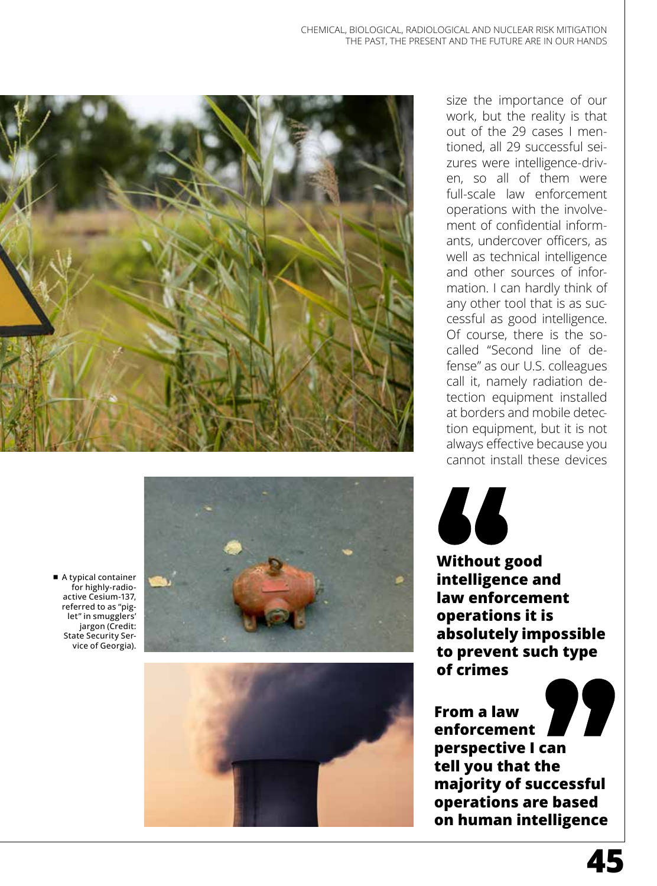size the importance of our work, but the reality is that out of the 29 cases I mentioned, all 29 successful seizures were intelligence-driven, so all of them were full-scale law enforcement operations with the involvement of confidential informants, undercover officers, as well as technical intelligence and other sources of information. I can hardly think of any other tool that is as successful as good intelligence. Of course, there is the so-called "Second line of defense" as our U.S. colleagues call it, namely radiation detection equipment installed at borders and mobile detection equipment, but it is not always effective because you cannot install these devices

■ A typical container for highly-radioactive Cesium-137, referred to as "piglet" in smugglers' jargon (Credit: State Security Service of Georgia).

> **Without good intelligence and law enforcement operations it is absolutely impossible to prevent such type of crimes**

**From a law enforcement perspective I can tell you that the majority of successful operations are based on human intelligence**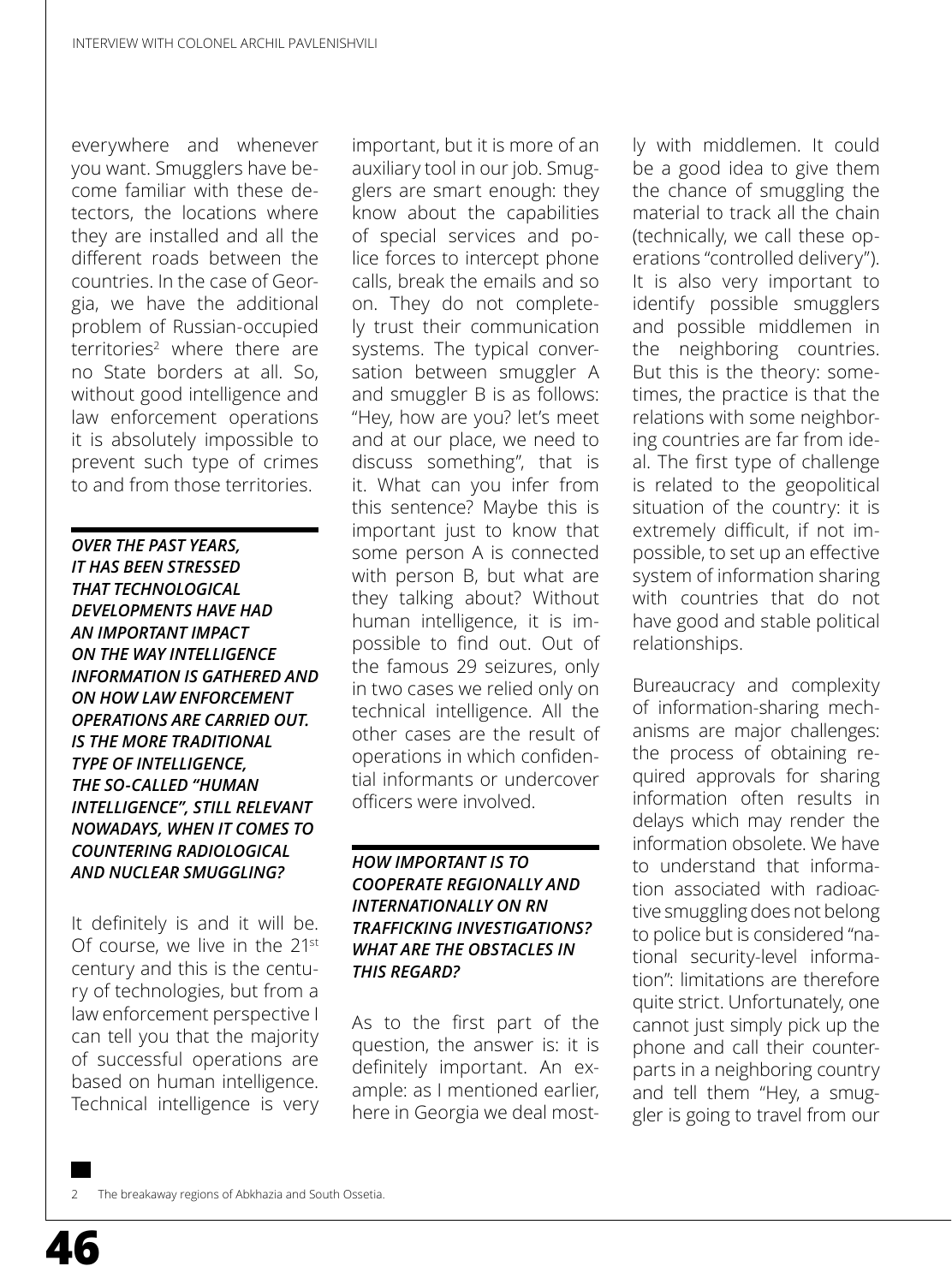everywhere and whenever you want. Smugglers have become familiar with these detectors, the locations where they are installed and all the different roads between the countries. In the case of Georgia, we have the additional problem of Russian-occupied territories[2] where there are no State borders at all. So, without good intelligence and law enforcement operations it is absolutely impossible to prevent such type of crimes to and from those territories.

***OVER THE PAST YEARS, IT HAS BEEN STRESSED THAT TECHNOLOGICAL DEVELOPMENTS HAVE HAD AN IMPORTANT IMPACT ON THE WAY INTELLIGENCE INFORMATION IS GATHERED AND ON HOW LAW ENFORCEMENT OPERATIONS ARE CARRIED OUT. IS THE MORE TRADITIONAL TYPE OF INTELLIGENCE, THE SO-CALLED "HUMAN INTELLIGENCE", STILL RELEVANT NOWADAYS, WHEN IT COMES TO COUNTERING RADIOLOGICAL AND NUCLEAR SMUGGLING?***

It definitely is and it will be. Of course, we live in the 21st century and this is the century of technologies, but from a law enforcement perspective I can tell you that the majority of successful operations are based on human intelligence. Technical intelligence is very important, but it is more of an auxiliary tool in our job. Smugglers are smart enough: they know about the capabilities of special services and police forces to intercept phone calls, break the emails and so on. They do not completely trust their communication systems. The typical conversation between smuggler A and smuggler B is as follows: "Hey, how are you? let's meet and at our place, we need to discuss something", that is it. What can you infer from this sentence? Maybe this is important just to know that some person A is connected with person B, but what are they talking about? Without human intelligence, it is impossible to find out. Out of the famous 29 seizures, only in two cases we relied only on technical intelligence. All the other cases are the result of operations in which confidential informants or undercover officers were involved.

***HOW IMPORTANT IS TO COOPERATE REGIONALLY AND INTERNATIONALLY ON RN TRAFFICKING INVESTIGATIONS? WHAT ARE THE OBSTACLES IN THIS REGARD?***

As to the first part of the question, the answer is: it is definitely important. An example: as I mentioned earlier, here in Georgia we deal mostly with middlemen. It could be a good idea to give them the chance of smuggling the material to track all the chain (technically, we call these operations "controlled delivery"). It is also very important to identify possible smugglers and possible middlemen in the neighboring countries. But this is the theory: sometimes, the practice is that the relations with some neighboring countries are far from ideal. The first type of challenge is related to the geopolitical situation of the country: it is extremely difficult, if not impossible, to set up an effective system of information sharing with countries that do not have good and stable political relationships.

Bureaucracy and complexity of information-sharing mechanisms are major challenges: the process of obtaining required approvals for sharing information often results in delays which may render the information obsolete. We have to understand that information associated with radioactive smuggling does not belong to police but is considered "national security-level information": limitations are therefore quite strict. Unfortunately, one cannot just simply pick up the phone and call their counterparts in a neighboring country and tell them "Hey, a smuggler is going to travel from our

---

2 The breakaway regions of Abkhazia and South Ossetia.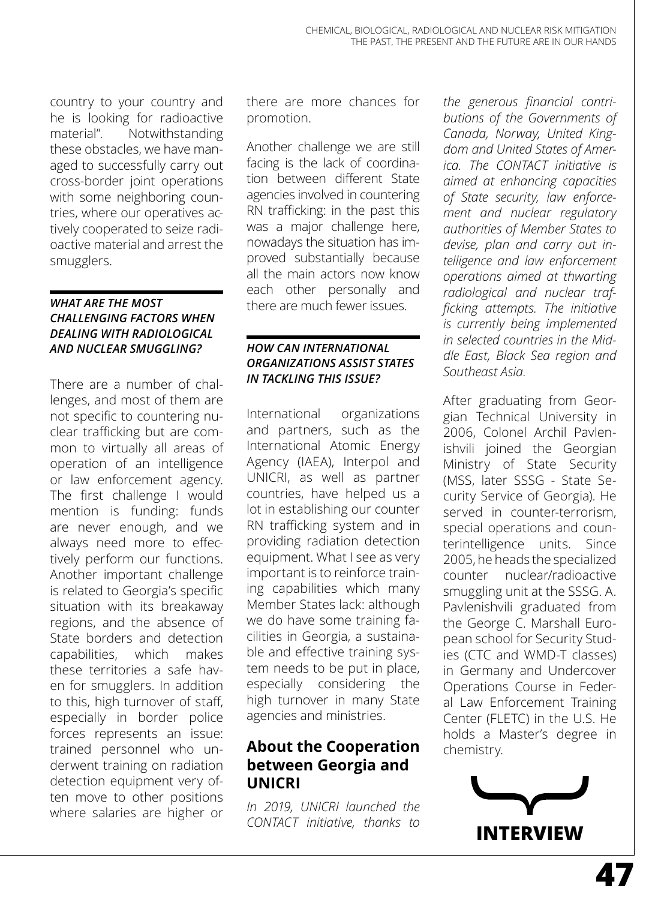country to your country and he is looking for radioactive material". Notwithstanding these obstacles, we have managed to successfully carry out cross-border joint operations with some neighboring countries, where our operatives actively cooperated to seize radioactive material and arrest the smugglers.

#### ***WHAT ARE THE MOST CHALLENGING FACTORS WHEN DEALING WITH RADIOLOGICAL AND NUCLEAR SMUGGLING?***

There are a number of challenges, and most of them are not specific to countering nuclear trafficking but are common to virtually all areas of operation of an intelligence or law enforcement agency. The first challenge I would mention is funding: funds are never enough, and we always need more to effectively perform our functions. Another important challenge is related to Georgia's specific situation with its breakaway regions, and the absence of State borders and detection capabilities, which makes these territories a safe haven for smugglers. In addition to this, high turnover of staff, especially in border police forces represents an issue: trained personnel who underwent training on radiation detection equipment very often move to other positions where salaries are higher or there are more chances for promotion.

Another challenge we are still facing is the lack of coordination between different State agencies involved in countering RN trafficking: in the past this was a major challenge here, nowadays the situation has improved substantially because all the main actors now know each other personally and there are much fewer issues.

#### ***HOW CAN INTERNATIONAL ORGANIZATIONS ASSIST STATES IN TACKLING THIS ISSUE?***

International organizations and partners, such as the International Atomic Energy Agency (IAEA), Interpol and UNICRI, as well as partner countries, have helped us a lot in establishing our counter RN trafficking system and in providing radiation detection equipment. What I see as very important is to reinforce training capabilities which many Member States lack: although we do have some training facilities in Georgia, a sustainable and effective training system needs to be put in place, especially considering the high turnover in many State agencies and ministries.

## About the Cooperation between Georgia and UNICRI

*In 2019, UNICRI launched the CONTACT initiative, thanks to the generous financial contributions of the Governments of Canada, Norway, United Kingdom and United States of America. The CONTACT initiative is aimed at enhancing capacities of State security, law enforcement and nuclear regulatory authorities of Member States to devise, plan and carry out intelligence and law enforcement operations aimed at thwarting radiological and nuclear trafficking attempts. The initiative is currently being implemented in selected countries in the Middle East, Black Sea region and Southeast Asia.*

After graduating from Georgian Technical University in 2006, Colonel Archil Pavlenishvili joined the Georgian Ministry of State Security (MSS, later SSSG - State Security Service of Georgia). He served in counter-terrorism, special operations and counterintelligence units. Since 2005, he heads the specialized counter nuclear/radioactive smuggling unit at the SSSG. A. Pavlenishvili graduated from the George C. Marshall European school for Security Studies (CTC and WMD-T classes) in Germany and Undercover Operations Course in Federal Law Enforcement Training Center (FLETC) in the U.S. He holds a Master's degree in chemistry.

**INTERVIEW**